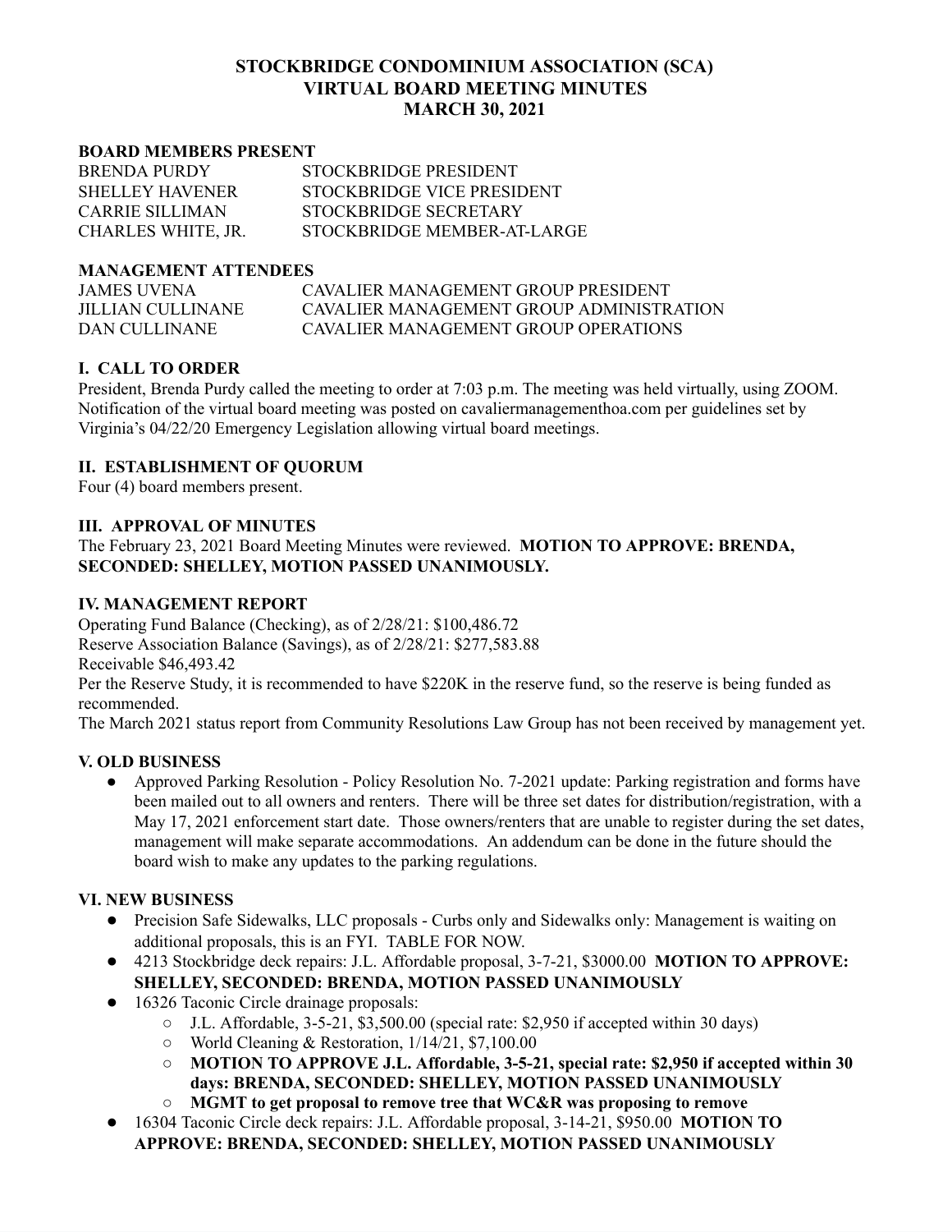# STOCKBRIDGE CONDOMINIUM ASSOCIATION (SCA)
# VIRTUAL BOARD MEETING MINUTES
# MARCH 30, 2021

**BOARD MEMBERS PRESENT**

| | |
|---|---|
| BRENDA PURDY | STOCKBRIDGE PRESIDENT |
| SHELLEY HAVENER | STOCKBRIDGE VICE PRESIDENT |
| CARRIE SILLIMAN | STOCKBRIDGE SECRETARY |
| CHARLES WHITE, JR. | STOCKBRIDGE MEMBER-AT-LARGE |

**MANAGEMENT ATTENDEES**

| | |
|---|---|
| JAMES UVENA | CAVALIER MANAGEMENT GROUP PRESIDENT |
| JILLIAN CULLINANE | CAVALIER MANAGEMENT GROUP ADMINISTRATION |
| DAN CULLINANE | CAVALIER MANAGEMENT GROUP OPERATIONS |

## I. CALL TO ORDER

President, Brenda Purdy called the meeting to order at 7:03 p.m. The meeting was held virtually, using ZOOM. Notification of the virtual board meeting was posted on cavaliermanagementhoa.com per guidelines set by Virginia's 04/22/20 Emergency Legislation allowing virtual board meetings.

## II. ESTABLISHMENT OF QUORUM

Four (4) board members present.

## III. APPROVAL OF MINUTES

The February 23, 2021 Board Meeting Minutes were reviewed. **MOTION TO APPROVE: BRENDA, SECONDED: SHELLEY, MOTION PASSED UNANIMOUSLY.**

## IV. MANAGEMENT REPORT

Operating Fund Balance (Checking), as of 2/28/21: $100,486.72
Reserve Association Balance (Savings), as of 2/28/21: $277,583.88
Receivable $46,493.42
Per the Reserve Study, it is recommended to have $220K in the reserve fund, so the reserve is being funded as recommended.
The March 2021 status report from Community Resolutions Law Group has not been received by management yet.

## V. OLD BUSINESS

- Approved Parking Resolution - Policy Resolution No. 7-2021 update: Parking registration and forms have been mailed out to all owners and renters. There will be three set dates for distribution/registration, with a May 17, 2021 enforcement start date. Those owners/renters that are unable to register during the set dates, management will make separate accommodations. An addendum can be done in the future should the board wish to make any updates to the parking regulations.

## VI. NEW BUSINESS

- Precision Safe Sidewalks, LLC proposals - Curbs only and Sidewalks only: Management is waiting on additional proposals, this is an FYI. TABLE FOR NOW.
- 4213 Stockbridge deck repairs: J.L. Affordable proposal, 3-7-21, $3000.00 **MOTION TO APPROVE: SHELLEY, SECONDED: BRENDA, MOTION PASSED UNANIMOUSLY**
- 16326 Taconic Circle drainage proposals:
  - J.L. Affordable, 3-5-21, $3,500.00 (special rate: $2,950 if accepted within 30 days)
  - World Cleaning & Restoration, 1/14/21, $7,100.00
  - **MOTION TO APPROVE J.L. Affordable, 3-5-21, special rate: $2,950 if accepted within 30 days: BRENDA, SECONDED: SHELLEY, MOTION PASSED UNANIMOUSLY**
  - **MGMT to get proposal to remove tree that WC&R was proposing to remove**
- 16304 Taconic Circle deck repairs: J.L. Affordable proposal, 3-14-21, $950.00 **MOTION TO APPROVE: BRENDA, SECONDED: SHELLEY, MOTION PASSED UNANIMOUSLY**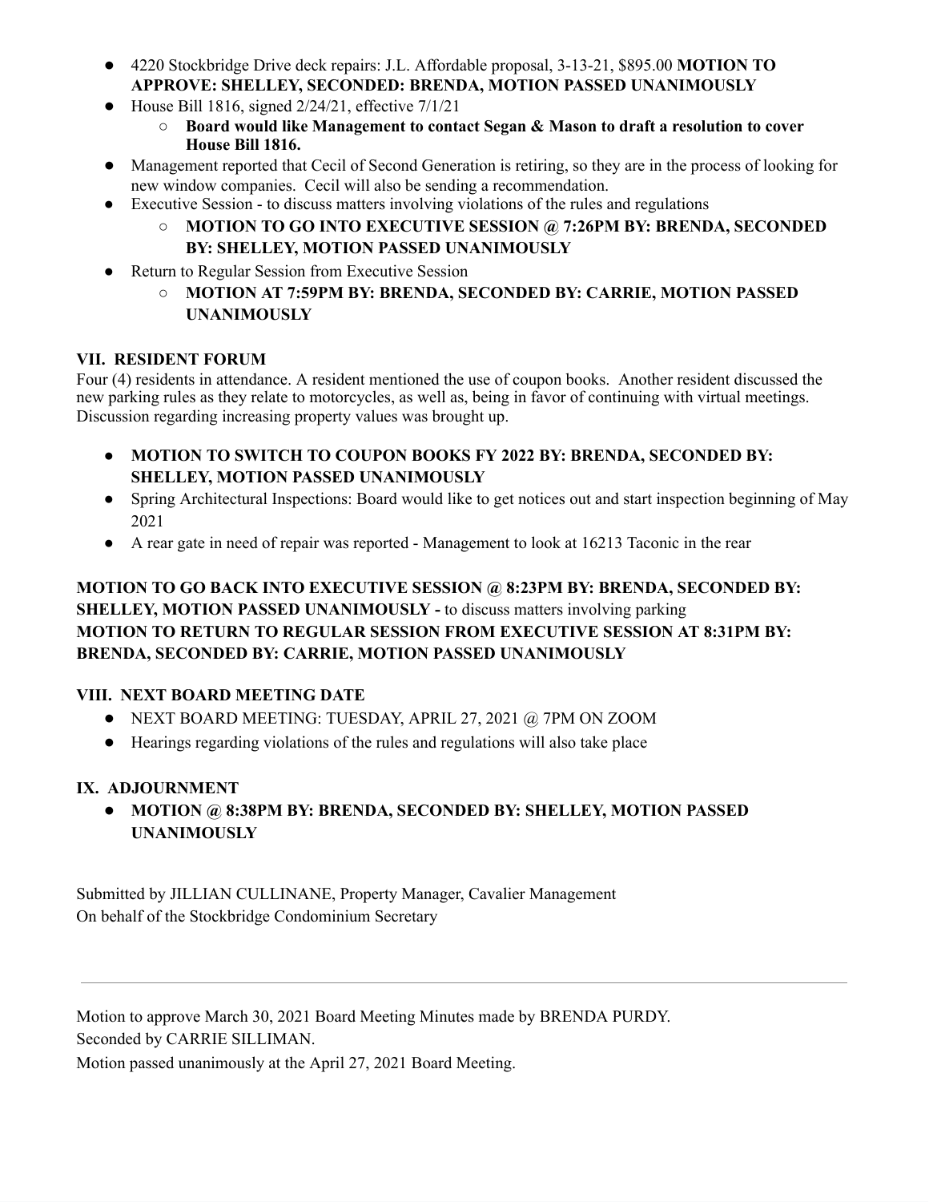- 4220 Stockbridge Drive deck repairs: J.L. Affordable proposal, 3-13-21, $895.00 **MOTION TO APPROVE: SHELLEY, SECONDED: BRENDA, MOTION PASSED UNANIMOUSLY**
- House Bill 1816, signed 2/24/21, effective 7/1/21
  - **Board would like Management to contact Segan & Mason to draft a resolution to cover House Bill 1816.**
- Management reported that Cecil of Second Generation is retiring, so they are in the process of looking for new window companies. Cecil will also be sending a recommendation.
- Executive Session - to discuss matters involving violations of the rules and regulations
  - **MOTION TO GO INTO EXECUTIVE SESSION @ 7:26PM BY: BRENDA, SECONDED BY: SHELLEY, MOTION PASSED UNANIMOUSLY**
- Return to Regular Session from Executive Session
  - **MOTION AT 7:59PM BY: BRENDA, SECONDED BY: CARRIE, MOTION PASSED UNANIMOUSLY**

### VII. RESIDENT FORUM

Four (4) residents in attendance. A resident mentioned the use of coupon books. Another resident discussed the new parking rules as they relate to motorcycles, as well as, being in favor of continuing with virtual meetings. Discussion regarding increasing property values was brought up.

- **MOTION TO SWITCH TO COUPON BOOKS FY 2022 BY: BRENDA, SECONDED BY: SHELLEY, MOTION PASSED UNANIMOUSLY**
- Spring Architectural Inspections: Board would like to get notices out and start inspection beginning of May 2021
- A rear gate in need of repair was reported - Management to look at 16213 Taconic in the rear

**MOTION TO GO BACK INTO EXECUTIVE SESSION @ 8:23PM BY: BRENDA, SECONDED BY: SHELLEY, MOTION PASSED UNANIMOUSLY -** to discuss matters involving parking
**MOTION TO RETURN TO REGULAR SESSION FROM EXECUTIVE SESSION AT 8:31PM BY: BRENDA, SECONDED BY: CARRIE, MOTION PASSED UNANIMOUSLY**

### VIII. NEXT BOARD MEETING DATE

- NEXT BOARD MEETING: TUESDAY, APRIL 27, 2021 @ 7PM ON ZOOM
- Hearings regarding violations of the rules and regulations will also take place

### IX. ADJOURNMENT

- **MOTION @ 8:38PM BY: BRENDA, SECONDED BY: SHELLEY, MOTION PASSED UNANIMOUSLY**

Submitted by JILLIAN CULLINANE, Property Manager, Cavalier Management
On behalf of the Stockbridge Condominium Secretary

---

Motion to approve March 30, 2021 Board Meeting Minutes made by BRENDA PURDY.
Seconded by CARRIE SILLIMAN.
Motion passed unanimously at the April 27, 2021 Board Meeting.